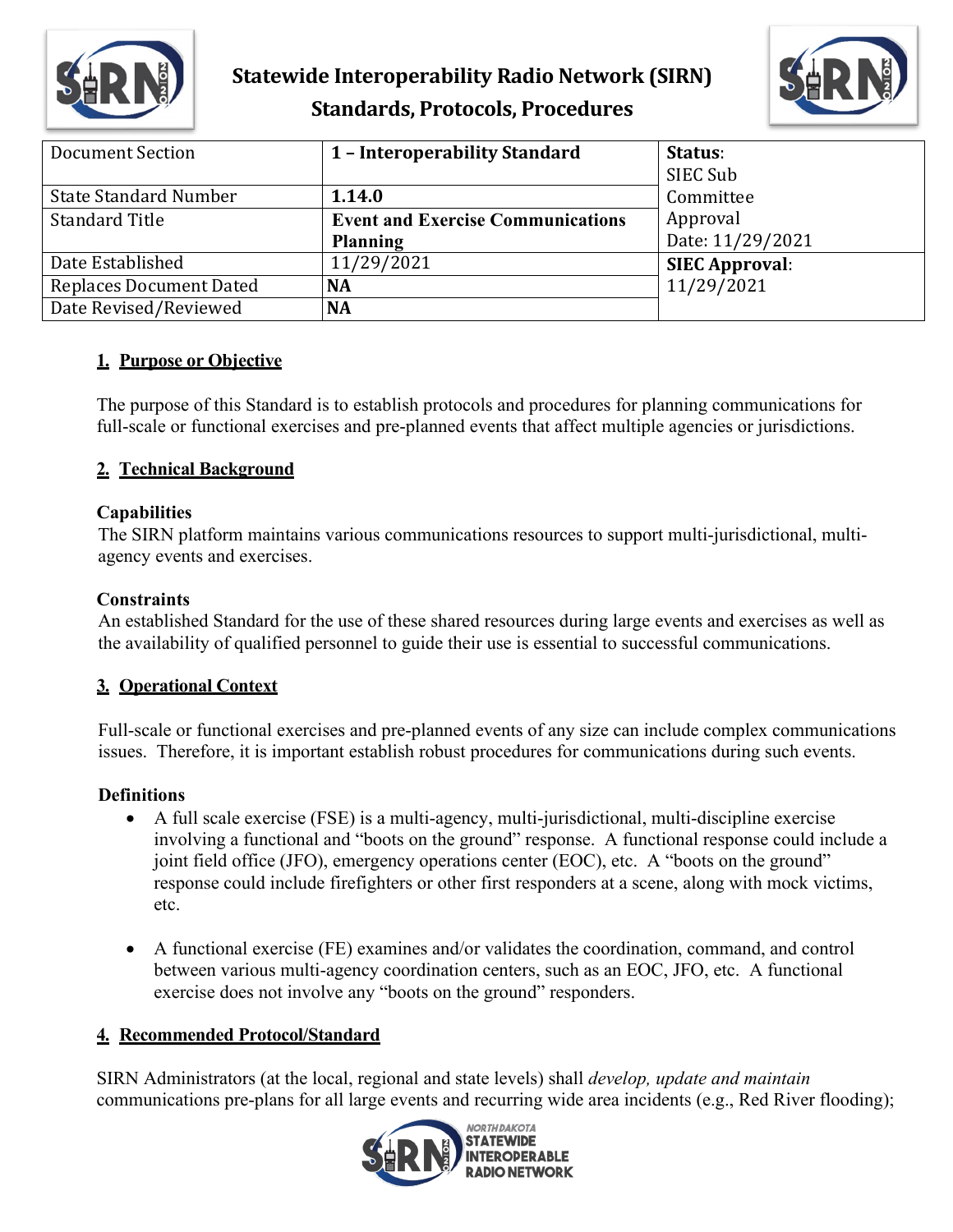# Statewide Interoperability Radio Network (SIRN) Standards, Protocols, Procedures

| Document Section | 1 – Interoperability Standard | Status: SIEC Sub Committee Approval Date: 11/29/2021 |
|---|---|---|
| State Standard Number | **1.14.0** | |
| Standard Title | **Event and Exercise Communications Planning** | |
| Date Established | 11/29/2021 | **SIEC Approval**: 11/29/2021 |
| Replaces Document Dated | **NA** | |
| Date Revised/Reviewed | **NA** | |

## 1. Purpose or Objective

The purpose of this Standard is to establish protocols and procedures for planning communications for full-scale or functional exercises and pre-planned events that affect multiple agencies or jurisdictions.

## 2. Technical Background

### Capabilities

The SIRN platform maintains various communications resources to support multi-jurisdictional, multi-agency events and exercises.

### Constraints

An established Standard for the use of these shared resources during large events and exercises as well as the availability of qualified personnel to guide their use is essential to successful communications.

## 3. Operational Context

Full-scale or functional exercises and pre-planned events of any size can include complex communications issues. Therefore, it is important establish robust procedures for communications during such events.

### Definitions

- A full scale exercise (FSE) is a multi-agency, multi-jurisdictional, multi-discipline exercise involving a functional and "boots on the ground" response. A functional response could include a joint field office (JFO), emergency operations center (EOC), etc. A "boots on the ground" response could include firefighters or other first responders at a scene, along with mock victims, etc.
- A functional exercise (FE) examines and/or validates the coordination, command, and control between various multi-agency coordination centers, such as an EOC, JFO, etc. A functional exercise does not involve any "boots on the ground" responders.

## 4. Recommended Protocol/Standard

SIRN Administrators (at the local, regional and state levels) shall *develop, update and maintain* communications pre-plans for all large events and recurring wide area incidents (e.g., Red River flooding);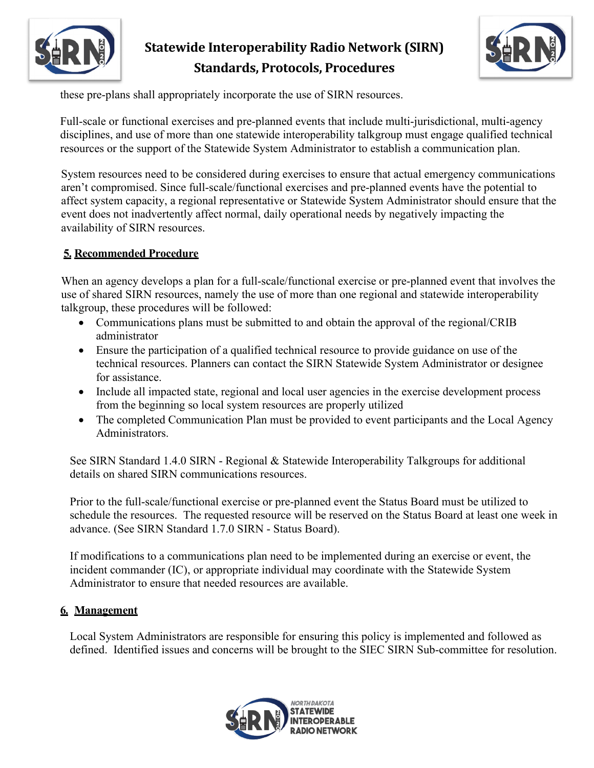these pre-plans shall appropriately incorporate the use of SIRN resources.

Full-scale or functional exercises and pre-planned events that include multi-jurisdictional, multi-agency disciplines, and use of more than one statewide interoperability talkgroup must engage qualified technical resources or the support of the Statewide System Administrator to establish a communication plan.

System resources need to be considered during exercises to ensure that actual emergency communications aren't compromised. Since full-scale/functional exercises and pre-planned events have the potential to affect system capacity, a regional representative or Statewide System Administrator should ensure that the event does not inadvertently affect normal, daily operational needs by negatively impacting the availability of SIRN resources.

## 5. Recommended Procedure

When an agency develops a plan for a full-scale/functional exercise or pre-planned event that involves the use of shared SIRN resources, namely the use of more than one regional and statewide interoperability talkgroup, these procedures will be followed:

- Communications plans must be submitted to and obtain the approval of the regional/CRIB administrator
- Ensure the participation of a qualified technical resource to provide guidance on use of the technical resources. Planners can contact the SIRN Statewide System Administrator or designee for assistance.
- Include all impacted state, regional and local user agencies in the exercise development process from the beginning so local system resources are properly utilized
- The completed Communication Plan must be provided to event participants and the Local Agency Administrators.

See SIRN Standard 1.4.0 SIRN - Regional & Statewide Interoperability Talkgroups for additional details on shared SIRN communications resources.

Prior to the full-scale/functional exercise or pre-planned event the Status Board must be utilized to schedule the resources. The requested resource will be reserved on the Status Board at least one week in advance. (See SIRN Standard 1.7.0 SIRN - Status Board).

If modifications to a communications plan need to be implemented during an exercise or event, the incident commander (IC), or appropriate individual may coordinate with the Statewide System Administrator to ensure that needed resources are available.

## 6. Management

Local System Administrators are responsible for ensuring this policy is implemented and followed as defined. Identified issues and concerns will be brought to the SIEC SIRN Sub-committee for resolution.